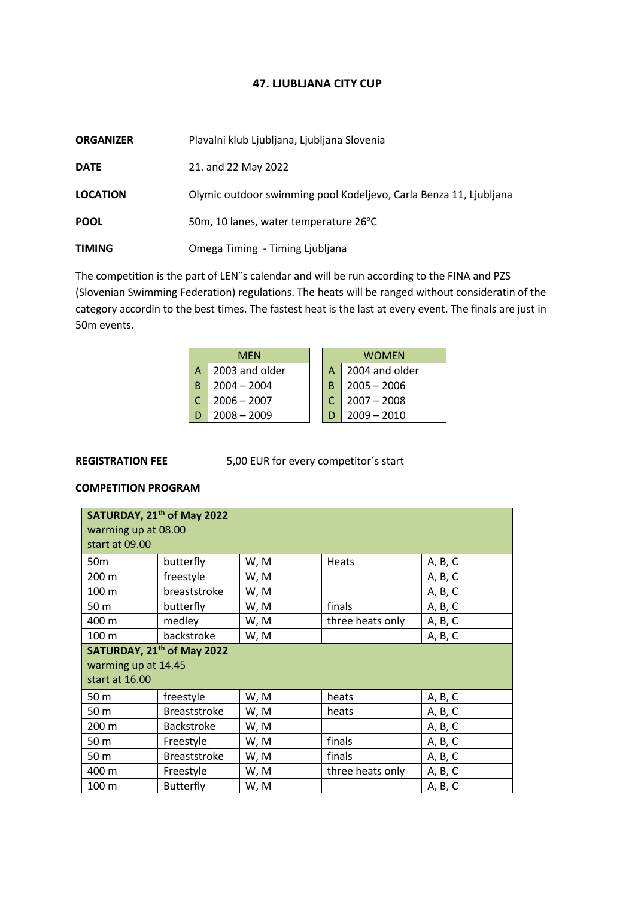## 47. LJUBLJANA CITY CUP

**ORGANIZER** Plavalni klub Ljubljana, Ljubljana Slovenia

**DATE** 21. and 22 May 2022

**LOCATION** Olymic outdoor swimming pool Kodeljevo, Carla Benza 11, Ljubljana

**POOL** 50m, 10 lanes, water temperature 26°C

**TIMING** Omega Timing - Timing Ljubljana

The competition is the part of LEN¨s calendar and will be run according to the FINA and PZS (Slovenian Swimming Federation) regulations. The heats will be ranged without consideratin of the category accordin to the best times. The fastest heat is the last at every event. The finals are just in 50m events.

| MEN | |
|---|---|
| A | 2003 and older |
| B | 2004 – 2004 |
| C | 2006 – 2007 |
| D | 2008 – 2009 |

| WOMEN | |
|---|---|
| A | 2004 and older |
| B | 2005 – 2006 |
| C | 2007 – 2008 |
| D | 2009 – 2010 |

**REGISTRATION FEE** 5,00 EUR for every competitor´s start

**COMPETITION PROGRAM**

| **SATURDAY, 21th of May 2022**<br>warming up at 08.00<br>start at 09.00 | | | | |
|---|---|---|---|---|
| 50m | butterfly | W, M | Heats | A, B, C |
| 200 m | freestyle | W, M | | A, B, C |
| 100 m | breaststroke | W, M | | A, B, C |
| 50 m | butterfly | W, M | finals | A, B, C |
| 400 m | medley | W, M | three heats only | A, B, C |
| 100 m | backstroke | W, M | | A, B, C |
| **SATURDAY, 21th of May 2022**<br>warming up at 14.45<br>start at 16.00 | | | | |
| 50 m | freestyle | W, M | heats | A, B, C |
| 50 m | Breaststroke | W, M | heats | A, B, C |
| 200 m | Backstroke | W, M | | A, B, C |
| 50 m | Freestyle | W, M | finals | A, B, C |
| 50 m | Breaststroke | W, M | finals | A, B, C |
| 400 m | Freestyle | W, M | three heats only | A, B, C |
| 100 m | Butterfly | W, M | | A, B, C |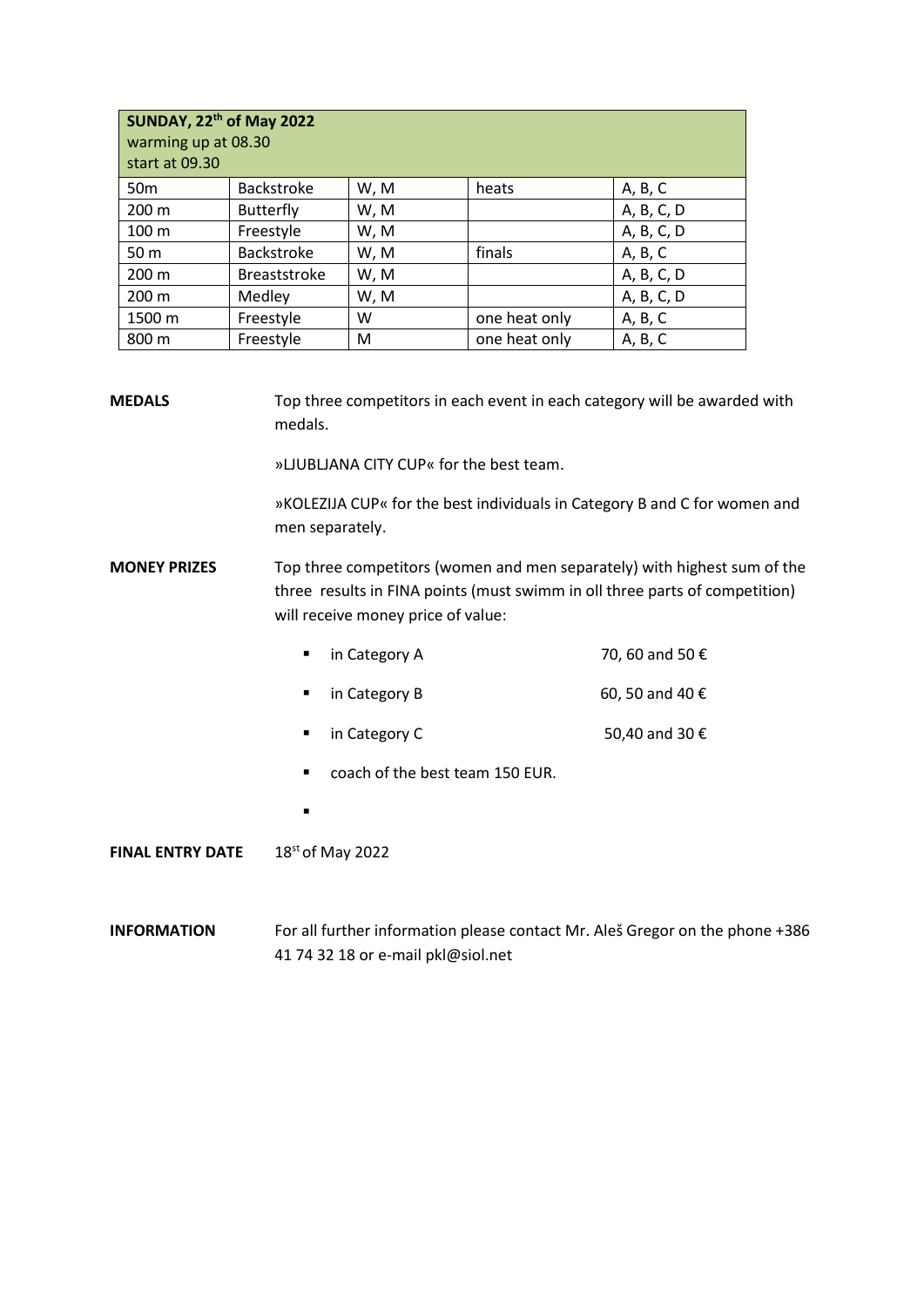| SUNDAY, 22th of May 2022<br>warming up at 08.30<br>start at 09.30 | | | | |
|---|---|---|---|---|
| 50m | Backstroke | W, M | heats | A, B, C |
| 200 m | Butterfly | W, M | | A, B, C, D |
| 100 m | Freestyle | W, M | | A, B, C, D |
| 50 m | Backstroke | W, M | finals | A, B, C |
| 200 m | Breaststroke | W, M | | A, B, C, D |
| 200 m | Medley | W, M | | A, B, C, D |
| 1500 m | Freestyle | W | one heat only | A, B, C |
| 800 m | Freestyle | M | one heat only | A, B, C |

**MEDALS**

Top three competitors in each event in each category will be awarded with medals.

»LJUBLJANA CITY CUP« for the best team.

»KOLEZIJA CUP« for the best individuals in Category B and C for women and men separately.

**MONEY PRIZES**

Top three competitors (women and men separately) with highest sum of the three results in FINA points (must swimm in oll three parts of competition) will receive money price of value:

- in Category A 70, 60 and 50 €
- in Category B 60, 50 and 40 €
- in Category C 50,40 and 30 €
- coach of the best team 150 EUR.

**FINAL ENTRY DATE** 18st of May 2022

**INFORMATION** For all further information please contact Mr. Aleš Gregor on the phone +386 41 74 32 18 or e-mail pkl@siol.net